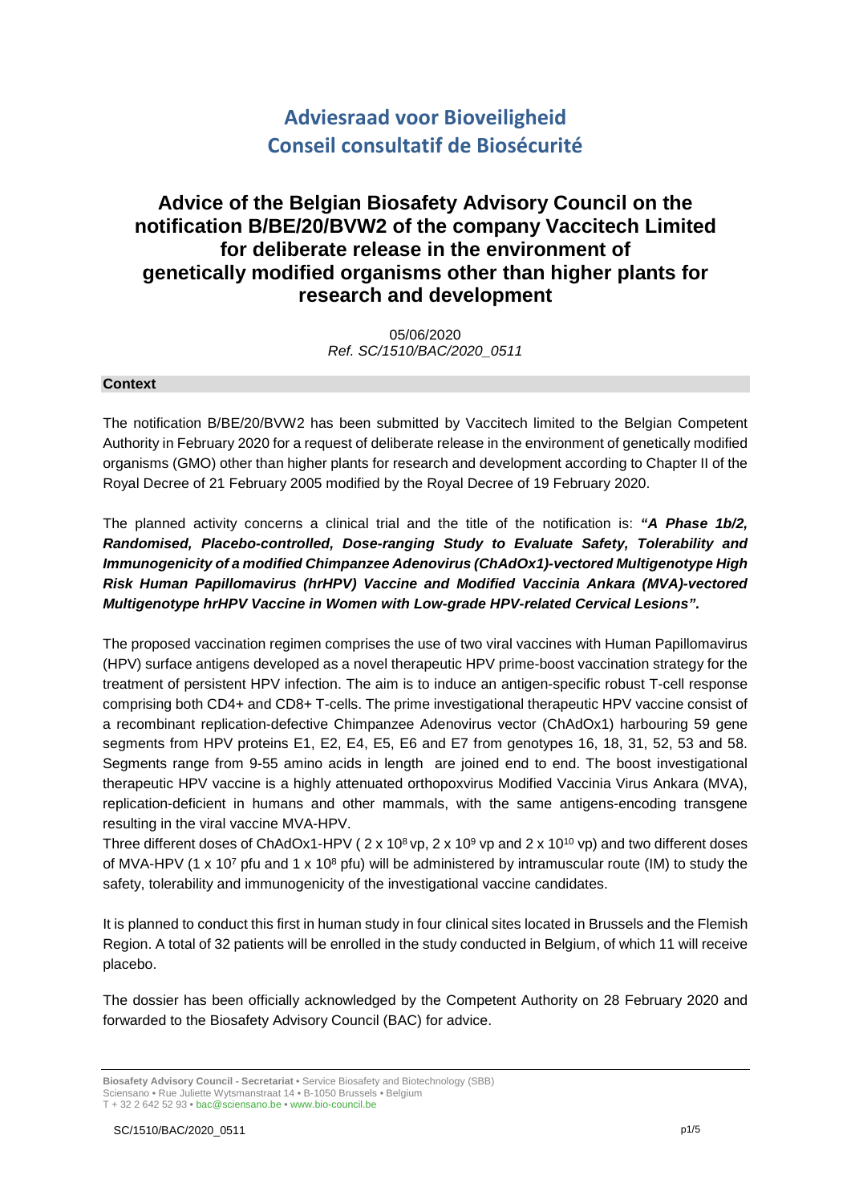# Adviesraad voor Bioveiligheid
# Conseil consultatif de Biosécurité

## Advice of the Belgian Biosafety Advisory Council on the notification B/BE/20/BVW2 of the company Vaccitech Limited for deliberate release in the environment of genetically modified organisms other than higher plants for research and development

05/06/2020
*Ref. SC/1510/BAC/2020_0511*

### Context

The notification B/BE/20/BVW2 has been submitted by Vaccitech limited to the Belgian Competent Authority in February 2020 for a request of deliberate release in the environment of genetically modified organisms (GMO) other than higher plants for research and development according to Chapter II of the Royal Decree of 21 February 2005 modified by the Royal Decree of 19 February 2020.

The planned activity concerns a clinical trial and the title of the notification is: ***"A Phase 1b/2, Randomised, Placebo-controlled, Dose-ranging Study to Evaluate Safety, Tolerability and Immunogenicity of a modified Chimpanzee Adenovirus (ChAdOx1)-vectored Multigenotype High Risk Human Papillomavirus (hrHPV) Vaccine and Modified Vaccinia Ankara (MVA)-vectored Multigenotype hrHPV Vaccine in Women with Low-grade HPV-related Cervical Lesions".***

The proposed vaccination regimen comprises the use of two viral vaccines with Human Papillomavirus (HPV) surface antigens developed as a novel therapeutic HPV prime-boost vaccination strategy for the treatment of persistent HPV infection. The aim is to induce an antigen-specific robust T-cell response comprising both CD4+ and CD8+ T-cells. The prime investigational therapeutic HPV vaccine consist of a recombinant replication-defective Chimpanzee Adenovirus vector (ChAdOx1) harbouring 59 gene segments from HPV proteins E1, E2, E4, E5, E6 and E7 from genotypes 16, 18, 31, 52, 53 and 58. Segments range from 9-55 amino acids in length are joined end to end. The boost investigational therapeutic HPV vaccine is a highly attenuated orthopoxvirus Modified Vaccinia Virus Ankara (MVA), replication-deficient in humans and other mammals, with the same antigens-encoding transgene resulting in the viral vaccine MVA-HPV.

Three different doses of ChAdOx1-HPV ( $2 \times 10^8$ vp, $2 \times 10^9$ vp and $2 \times 10^{10}$ vp) and two different doses of MVA-HPV ($1 \times 10^7$ pfu and $1 \times 10^8$ pfu) will be administered by intramuscular route (IM) to study the safety, tolerability and immunogenicity of the investigational vaccine candidates.

It is planned to conduct this first in human study in four clinical sites located in Brussels and the Flemish Region. A total of 32 patients will be enrolled in the study conducted in Belgium, of which 11 will receive placebo.

The dossier has been officially acknowledged by the Competent Authority on 28 February 2020 and forwarded to the Biosafety Advisory Council (BAC) for advice.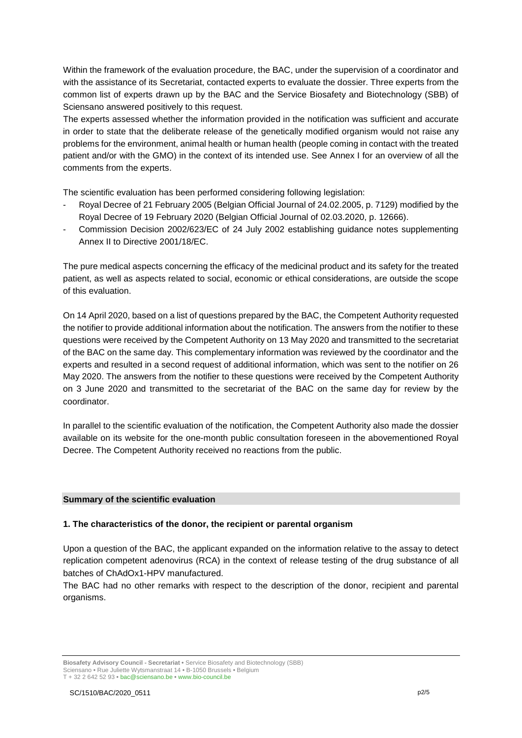Within the framework of the evaluation procedure, the BAC, under the supervision of a coordinator and with the assistance of its Secretariat, contacted experts to evaluate the dossier. Three experts from the common list of experts drawn up by the BAC and the Service Biosafety and Biotechnology (SBB) of Sciensano answered positively to this request.

The experts assessed whether the information provided in the notification was sufficient and accurate in order to state that the deliberate release of the genetically modified organism would not raise any problems for the environment, animal health or human health (people coming in contact with the treated patient and/or with the GMO) in the context of its intended use. See Annex I for an overview of all the comments from the experts.

The scientific evaluation has been performed considering following legislation:

- Royal Decree of 21 February 2005 (Belgian Official Journal of 24.02.2005, p. 7129) modified by the Royal Decree of 19 February 2020 (Belgian Official Journal of 02.03.2020, p. 12666).
- Commission Decision 2002/623/EC of 24 July 2002 establishing guidance notes supplementing Annex II to Directive 2001/18/EC.

The pure medical aspects concerning the efficacy of the medicinal product and its safety for the treated patient, as well as aspects related to social, economic or ethical considerations, are outside the scope of this evaluation.

On 14 April 2020, based on a list of questions prepared by the BAC, the Competent Authority requested the notifier to provide additional information about the notification. The answers from the notifier to these questions were received by the Competent Authority on 13 May 2020 and transmitted to the secretariat of the BAC on the same day. This complementary information was reviewed by the coordinator and the experts and resulted in a second request of additional information, which was sent to the notifier on 26 May 2020. The answers from the notifier to these questions were received by the Competent Authority on 3 June 2020 and transmitted to the secretariat of the BAC on the same day for review by the coordinator.

In parallel to the scientific evaluation of the notification, the Competent Authority also made the dossier available on its website for the one-month public consultation foreseen in the abovementioned Royal Decree. The Competent Authority received no reactions from the public.

## Summary of the scientific evaluation

### 1. The characteristics of the donor, the recipient or parental organism

Upon a question of the BAC, the applicant expanded on the information relative to the assay to detect replication competent adenovirus (RCA) in the context of release testing of the drug substance of all batches of ChAdOx1-HPV manufactured.

The BAC had no other remarks with respect to the description of the donor, recipient and parental organisms.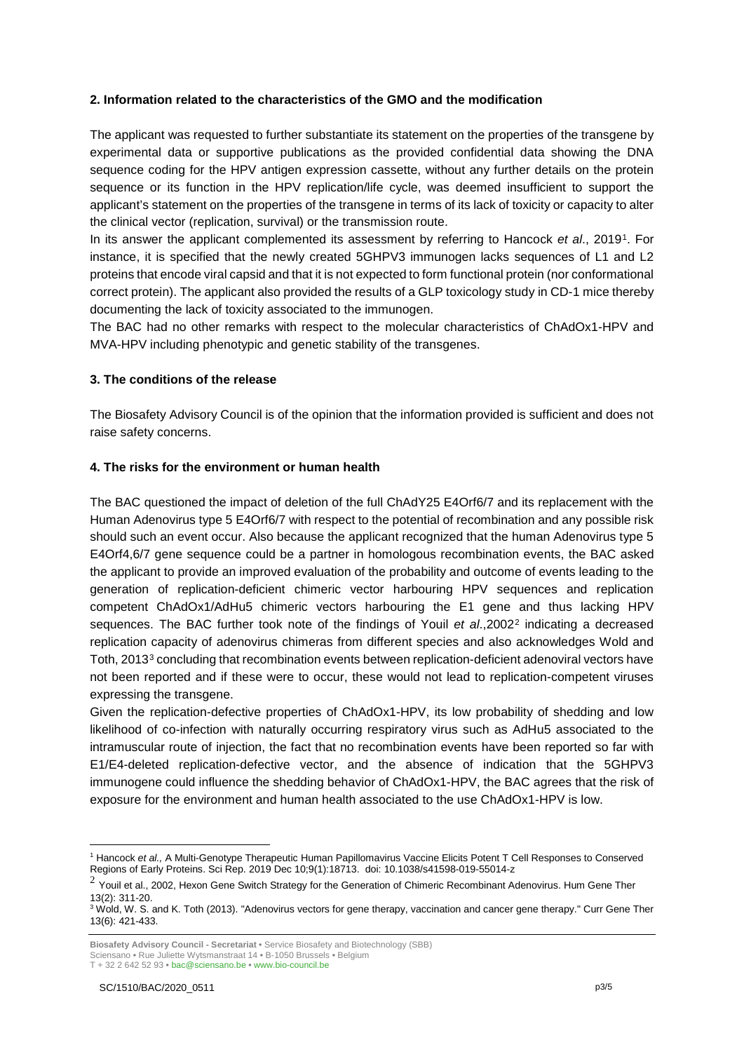## 2. Information related to the characteristics of the GMO and the modification

The applicant was requested to further substantiate its statement on the properties of the transgene by experimental data or supportive publications as the provided confidential data showing the DNA sequence coding for the HPV antigen expression cassette, without any further details on the protein sequence or its function in the HPV replication/life cycle, was deemed insufficient to support the applicant's statement on the properties of the transgene in terms of its lack of toxicity or capacity to alter the clinical vector (replication, survival) or the transmission route.

In its answer the applicant complemented its assessment by referring to Hancock *et al*., 2019[1]. For instance, it is specified that the newly created 5GHPV3 immunogen lacks sequences of L1 and L2 proteins that encode viral capsid and that it is not expected to form functional protein (nor conformational correct protein). The applicant also provided the results of a GLP toxicology study in CD-1 mice thereby documenting the lack of toxicity associated to the immunogen.

The BAC had no other remarks with respect to the molecular characteristics of ChAdOx1-HPV and MVA-HPV including phenotypic and genetic stability of the transgenes.

## 3. The conditions of the release

The Biosafety Advisory Council is of the opinion that the information provided is sufficient and does not raise safety concerns.

## 4. The risks for the environment or human health

The BAC questioned the impact of deletion of the full ChAdY25 E4Orf6/7 and its replacement with the Human Adenovirus type 5 E4Orf6/7 with respect to the potential of recombination and any possible risk should such an event occur. Also because the applicant recognized that the human Adenovirus type 5 E4Orf4,6/7 gene sequence could be a partner in homologous recombination events, the BAC asked the applicant to provide an improved evaluation of the probability and outcome of events leading to the generation of replication-deficient chimeric vector harbouring HPV sequences and replication competent ChAdOx1/AdHu5 chimeric vectors harbouring the E1 gene and thus lacking HPV sequences. The BAC further took note of the findings of Youil *et al*.,2002[2] indicating a decreased replication capacity of adenovirus chimeras from different species and also acknowledges Wold and Toth, 2013[3] concluding that recombination events between replication-deficient adenoviral vectors have not been reported and if these were to occur, these would not lead to replication-competent viruses expressing the transgene.

Given the replication-defective properties of ChAdOx1-HPV, its low probability of shedding and low likelihood of co-infection with naturally occurring respiratory virus such as AdHu5 associated to the intramuscular route of injection, the fact that no recombination events have been reported so far with E1/E4-deleted replication-defective vector, and the absence of indication that the 5GHPV3 immunogene could influence the shedding behavior of ChAdOx1-HPV, the BAC agrees that the risk of exposure for the environment and human health associated to the use ChAdOx1-HPV is low.

---

[1] Hancock *et al.,* A Multi-Genotype Therapeutic Human Papillomavirus Vaccine Elicits Potent T Cell Responses to Conserved Regions of Early Proteins. Sci Rep. 2019 Dec 10;9(1):18713. doi: 10.1038/s41598-019-55014-z

[2] Youil et al., 2002, Hexon Gene Switch Strategy for the Generation of Chimeric Recombinant Adenovirus. Hum Gene Ther 13(2): 311-20.

[3] Wold, W. S. and K. Toth (2013). "Adenovirus vectors for gene therapy, vaccination and cancer gene therapy." Curr Gene Ther 13(6): 421-433.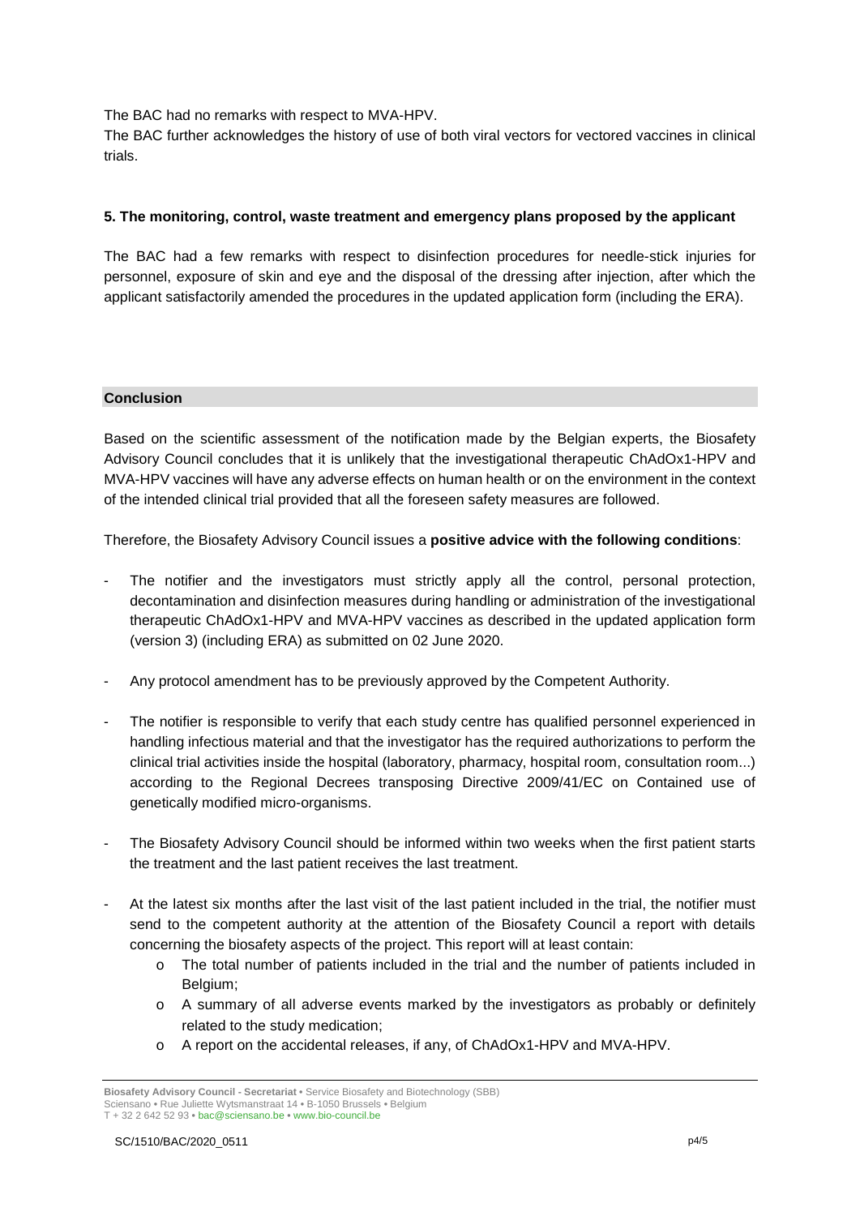The BAC had no remarks with respect to MVA-HPV.

The BAC further acknowledges the history of use of both viral vectors for vectored vaccines in clinical trials.

### 5. The monitoring, control, waste treatment and emergency plans proposed by the applicant

The BAC had a few remarks with respect to disinfection procedures for needle-stick injuries for personnel, exposure of skin and eye and the disposal of the dressing after injection, after which the applicant satisfactorily amended the procedures in the updated application form (including the ERA).

## Conclusion

Based on the scientific assessment of the notification made by the Belgian experts, the Biosafety Advisory Council concludes that it is unlikely that the investigational therapeutic ChAdOx1-HPV and MVA-HPV vaccines will have any adverse effects on human health or on the environment in the context of the intended clinical trial provided that all the foreseen safety measures are followed.

Therefore, the Biosafety Advisory Council issues a **positive advice with the following conditions**:

- The notifier and the investigators must strictly apply all the control, personal protection, decontamination and disinfection measures during handling or administration of the investigational therapeutic ChAdOx1-HPV and MVA-HPV vaccines as described in the updated application form (version 3) (including ERA) as submitted on 02 June 2020.
- Any protocol amendment has to be previously approved by the Competent Authority.
- The notifier is responsible to verify that each study centre has qualified personnel experienced in handling infectious material and that the investigator has the required authorizations to perform the clinical trial activities inside the hospital (laboratory, pharmacy, hospital room, consultation room...) according to the Regional Decrees transposing Directive 2009/41/EC on Contained use of genetically modified micro-organisms.
- The Biosafety Advisory Council should be informed within two weeks when the first patient starts the treatment and the last patient receives the last treatment.
- At the latest six months after the last visit of the last patient included in the trial, the notifier must send to the competent authority at the attention of the Biosafety Council a report with details concerning the biosafety aspects of the project. This report will at least contain:
  - The total number of patients included in the trial and the number of patients included in Belgium;
  - A summary of all adverse events marked by the investigators as probably or definitely related to the study medication;
  - A report on the accidental releases, if any, of ChAdOx1-HPV and MVA-HPV.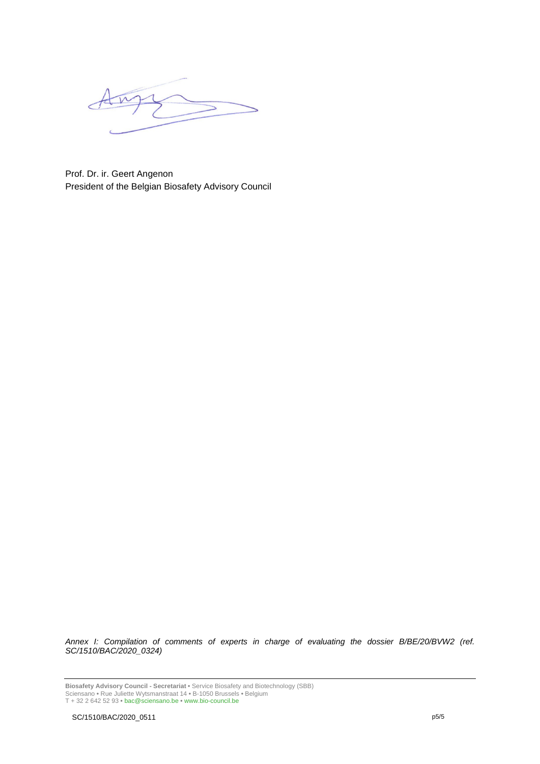Prof. Dr. ir. Geert Angenon
President of the Belgian Biosafety Advisory Council

*Annex I: Compilation of comments of experts in charge of evaluating the dossier B/BE/20/BVW2 (ref. SC/1510/BAC/2020_0324)*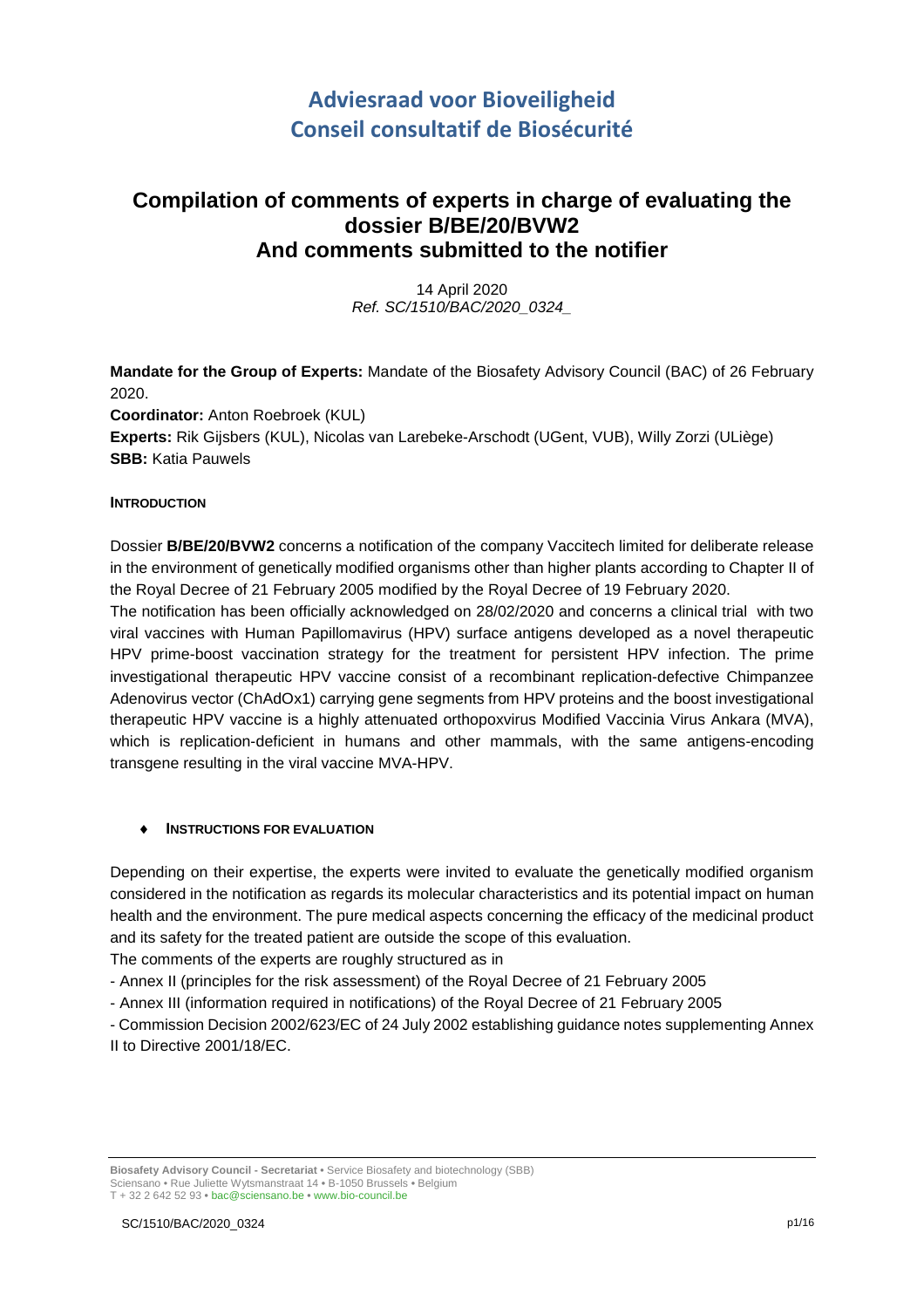# Adviesraad voor Bioveiligheid
# Conseil consultatif de Biosécurité

## Compilation of comments of experts in charge of evaluating the dossier B/BE/20/BVW2 And comments submitted to the notifier

14 April 2020
*Ref. SC/1510/BAC/2020_0324_*

**Mandate for the Group of Experts:** Mandate of the Biosafety Advisory Council (BAC) of 26 February 2020.
**Coordinator:** Anton Roebroek (KUL)
**Experts:** Rik Gijsbers (KUL), Nicolas van Larebeke-Arschodt (UGent, VUB), Willy Zorzi (ULiège)
**SBB:** Katia Pauwels

#### INTRODUCTION

Dossier **B/BE/20/BVW2** concerns a notification of the company Vaccitech limited for deliberate release in the environment of genetically modified organisms other than higher plants according to Chapter II of the Royal Decree of 21 February 2005 modified by the Royal Decree of 19 February 2020.
The notification has been officially acknowledged on 28/02/2020 and concerns a clinical trial with two viral vaccines with Human Papillomavirus (HPV) surface antigens developed as a novel therapeutic HPV prime-boost vaccination strategy for the treatment for persistent HPV infection. The prime investigational therapeutic HPV vaccine consist of a recombinant replication-defective Chimpanzee Adenovirus vector (ChAdOx1) carrying gene segments from HPV proteins and the boost investigational therapeutic HPV vaccine is a highly attenuated orthopoxvirus Modified Vaccinia Virus Ankara (MVA), which is replication-deficient in humans and other mammals, with the same antigens-encoding transgene resulting in the viral vaccine MVA-HPV.

#### ♦ INSTRUCTIONS FOR EVALUATION

Depending on their expertise, the experts were invited to evaluate the genetically modified organism considered in the notification as regards its molecular characteristics and its potential impact on human health and the environment. The pure medical aspects concerning the efficacy of the medicinal product and its safety for the treated patient are outside the scope of this evaluation.
The comments of the experts are roughly structured as in

- Annex II (principles for the risk assessment) of the Royal Decree of 21 February 2005
- Annex III (information required in notifications) of the Royal Decree of 21 February 2005
- Commission Decision 2002/623/EC of 24 July 2002 establishing guidance notes supplementing Annex II to Directive 2001/18/EC.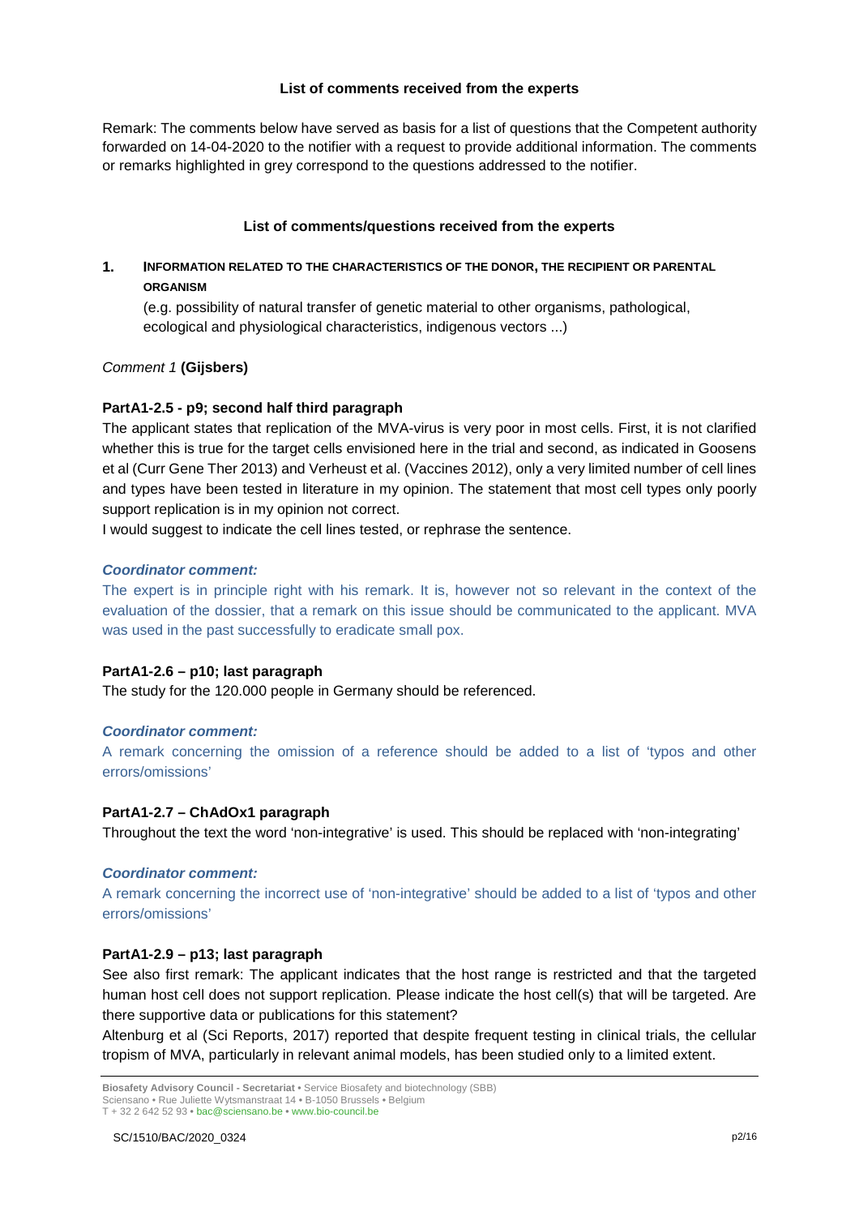**List of comments received from the experts**

Remark: The comments below have served as basis for a list of questions that the Competent authority forwarded on 14-04-2020 to the notifier with a request to provide additional information. The comments or remarks highlighted in grey correspond to the questions addressed to the notifier.

**List of comments/questions received from the experts**

## 1. INFORMATION RELATED TO THE CHARACTERISTICS OF THE DONOR, THE RECIPIENT OR PARENTAL ORGANISM

(e.g. possibility of natural transfer of genetic material to other organisms, pathological, ecological and physiological characteristics, indigenous vectors ...)

*Comment 1* **(Gijsbers)**

**PartA1-2.5 - p9; second half third paragraph**

The applicant states that replication of the MVA-virus is very poor in most cells. First, it is not clarified whether this is true for the target cells envisioned here in the trial and second, as indicated in Goosens et al (Curr Gene Ther 2013) and Verheust et al. (Vaccines 2012), only a very limited number of cell lines and types have been tested in literature in my opinion. The statement that most cell types only poorly support replication is in my opinion not correct.

I would suggest to indicate the cell lines tested, or rephrase the sentence.

***Coordinator comment:***

The expert is in principle right with his remark. It is, however not so relevant in the context of the evaluation of the dossier, that a remark on this issue should be communicated to the applicant. MVA was used in the past successfully to eradicate small pox.

**PartA1-2.6 – p10; last paragraph**

The study for the 120.000 people in Germany should be referenced.

***Coordinator comment:***

A remark concerning the omission of a reference should be added to a list of 'typos and other errors/omissions'

**PartA1-2.7 – ChAdOx1 paragraph**

Throughout the text the word 'non-integrative' is used. This should be replaced with 'non-integrating'

***Coordinator comment:***

A remark concerning the incorrect use of 'non-integrative' should be added to a list of 'typos and other errors/omissions'

**PartA1-2.9 – p13; last paragraph**

See also first remark: The applicant indicates that the host range is restricted and that the targeted human host cell does not support replication. Please indicate the host cell(s) that will be targeted. Are there supportive data or publications for this statement?

Altenburg et al (Sci Reports, 2017) reported that despite frequent testing in clinical trials, the cellular tropism of MVA, particularly in relevant animal models, has been studied only to a limited extent.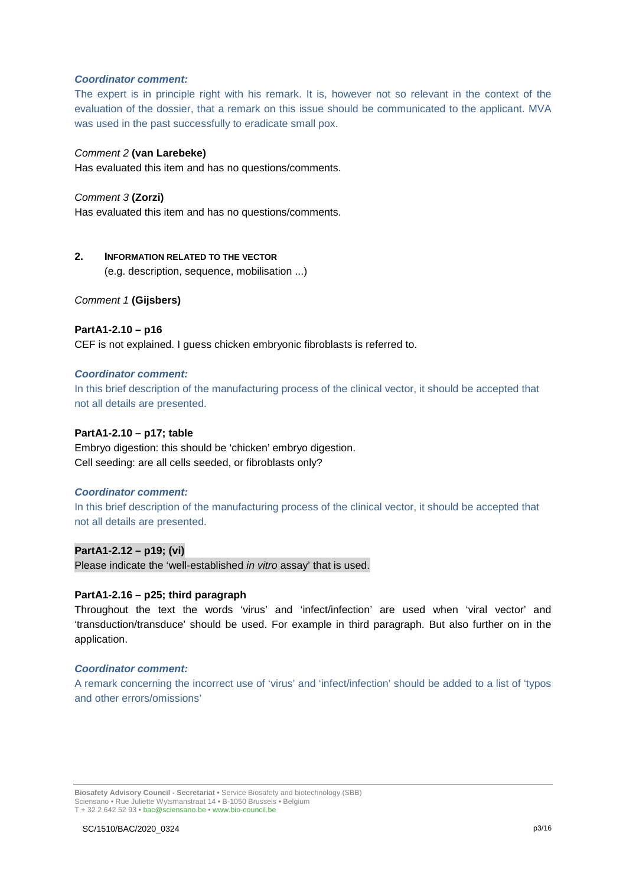***Coordinator comment:***

The expert is in principle right with his remark. It is, however not so relevant in the context of the evaluation of the dossier, that a remark on this issue should be communicated to the applicant. MVA was used in the past successfully to eradicate small pox.

*Comment 2* **(van Larebeke)**

Has evaluated this item and has no questions/comments.

*Comment 3* **(Zorzi)**

Has evaluated this item and has no questions/comments.

## 2. INFORMATION RELATED TO THE VECTOR

(e.g. description, sequence, mobilisation ...)

*Comment 1* **(Gijsbers)**

**PartA1-2.10 – p16**

CEF is not explained. I guess chicken embryonic fibroblasts is referred to.

***Coordinator comment:***

In this brief description of the manufacturing process of the clinical vector, it should be accepted that not all details are presented.

**PartA1-2.10 – p17; table**

Embryo digestion: this should be 'chicken' embryo digestion.
Cell seeding: are all cells seeded, or fibroblasts only?

***Coordinator comment:***

In this brief description of the manufacturing process of the clinical vector, it should be accepted that not all details are presented.

**PartA1-2.12 – p19; (vi)**

Please indicate the 'well-established *in vitro* assay' that is used.

**PartA1-2.16 – p25; third paragraph**

Throughout the text the words 'virus' and 'infect/infection' are used when 'viral vector' and 'transduction/transduce' should be used. For example in third paragraph. But also further on in the application.

***Coordinator comment:***

A remark concerning the incorrect use of 'virus' and 'infect/infection' should be added to a list of 'typos and other errors/omissions'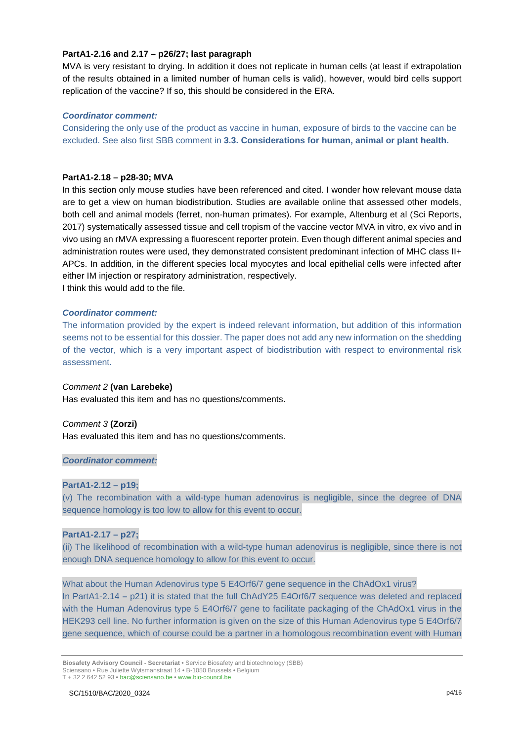**PartA1-2.16 and 2.17 – p26/27; last paragraph**

MVA is very resistant to drying. In addition it does not replicate in human cells (at least if extrapolation of the results obtained in a limited number of human cells is valid), however, would bird cells support replication of the vaccine? If so, this should be considered in the ERA.

***Coordinator comment:***

Considering the only use of the product as vaccine in human, exposure of birds to the vaccine can be excluded. See also first SBB comment in **3.3. Considerations for human, animal or plant health.**

**PartA1-2.18 – p28-30; MVA**

In this section only mouse studies have been referenced and cited. I wonder how relevant mouse data are to get a view on human biodistribution. Studies are available online that assessed other models, both cell and animal models (ferret, non-human primates). For example, Altenburg et al (Sci Reports, 2017) systematically assessed tissue and cell tropism of the vaccine vector MVA in vitro, ex vivo and in vivo using an rMVA expressing a fluorescent reporter protein. Even though different animal species and administration routes were used, they demonstrated consistent predominant infection of MHC class II+ APCs. In addition, in the different species local myocytes and local epithelial cells were infected after either IM injection or respiratory administration, respectively.

I think this would add to the file.

***Coordinator comment:***

The information provided by the expert is indeed relevant information, but addition of this information seems not to be essential for this dossier. The paper does not add any new information on the shedding of the vector, which is a very important aspect of biodistribution with respect to environmental risk assessment.

*Comment 2* **(van Larebeke)**

Has evaluated this item and has no questions/comments.

*Comment 3* **(Zorzi)**

Has evaluated this item and has no questions/comments.

***Coordinator comment:***

**PartA1-2.12 – p19;**

(v) The recombination with a wild-type human adenovirus is negligible, since the degree of DNA sequence homology is too low to allow for this event to occur.

**PartA1-2.17 – p27;**

(ii) The likelihood of recombination with a wild-type human adenovirus is negligible, since there is not enough DNA sequence homology to allow for this event to occur.

What about the Human Adenovirus type 5 E4Orf6/7 gene sequence in the ChAdOx1 virus?

In PartA1-2.14 **–** p21) it is stated that the full ChAdY25 E4Orf6/7 sequence was deleted and replaced with the Human Adenovirus type 5 E4Orf6/7 gene to facilitate packaging of the ChAdOx1 virus in the HEK293 cell line. No further information is given on the size of this Human Adenovirus type 5 E4Orf6/7 gene sequence, which of course could be a partner in a homologous recombination event with Human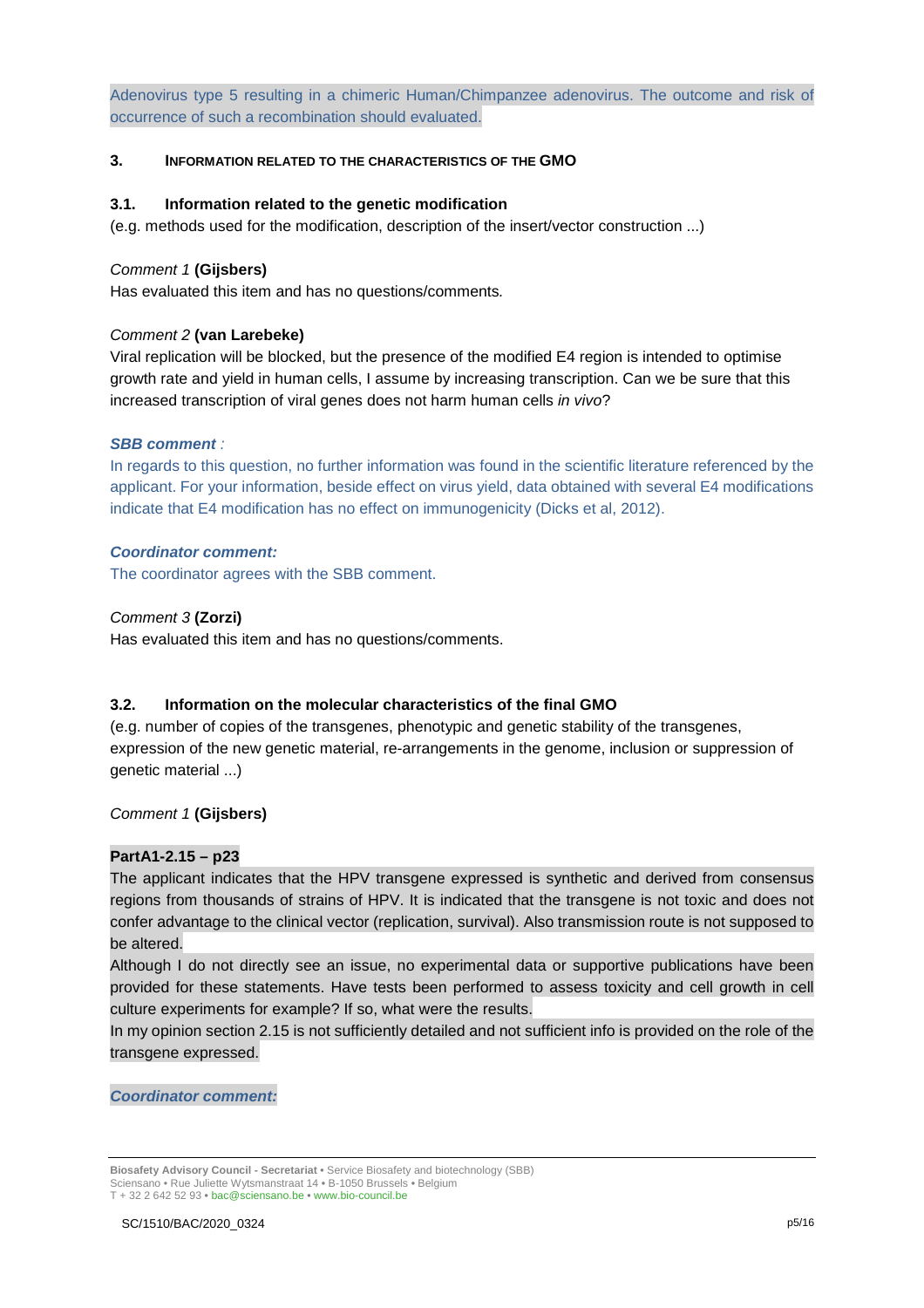Adenovirus type 5 resulting in a chimeric Human/Chimpanzee adenovirus. The outcome and risk of occurrence of such a recombination should evaluated.

## 3. Information related to the characteristics of the GMO

### 3.1. Information related to the genetic modification

(e.g. methods used for the modification, description of the insert/vector construction ...)

*Comment 1* **(Gijsbers)**

Has evaluated this item and has no questions/comments.

*Comment 2* **(van Larebeke)**

Viral replication will be blocked, but the presence of the modified E4 region is intended to optimise growth rate and yield in human cells, I assume by increasing transcription. Can we be sure that this increased transcription of viral genes does not harm human cells *in vivo*?

***SBB comment** :*

In regards to this question, no further information was found in the scientific literature referenced by the applicant. For your information, beside effect on virus yield, data obtained with several E4 modifications indicate that E4 modification has no effect on immunogenicity (Dicks et al, 2012).

***Coordinator comment:***

The coordinator agrees with the SBB comment.

*Comment 3* **(Zorzi)**

Has evaluated this item and has no questions/comments.

### 3.2. Information on the molecular characteristics of the final GMO

(e.g. number of copies of the transgenes, phenotypic and genetic stability of the transgenes, expression of the new genetic material, re-arrangements in the genome, inclusion or suppression of genetic material ...)

*Comment 1* **(Gijsbers)**

**PartA1-2.15 – p23**

The applicant indicates that the HPV transgene expressed is synthetic and derived from consensus regions from thousands of strains of HPV. It is indicated that the transgene is not toxic and does not confer advantage to the clinical vector (replication, survival). Also transmission route is not supposed to be altered.

Although I do not directly see an issue, no experimental data or supportive publications have been provided for these statements. Have tests been performed to assess toxicity and cell growth in cell culture experiments for example? If so, what were the results.

In my opinion section 2.15 is not sufficiently detailed and not sufficient info is provided on the role of the transgene expressed.

***Coordinator comment:***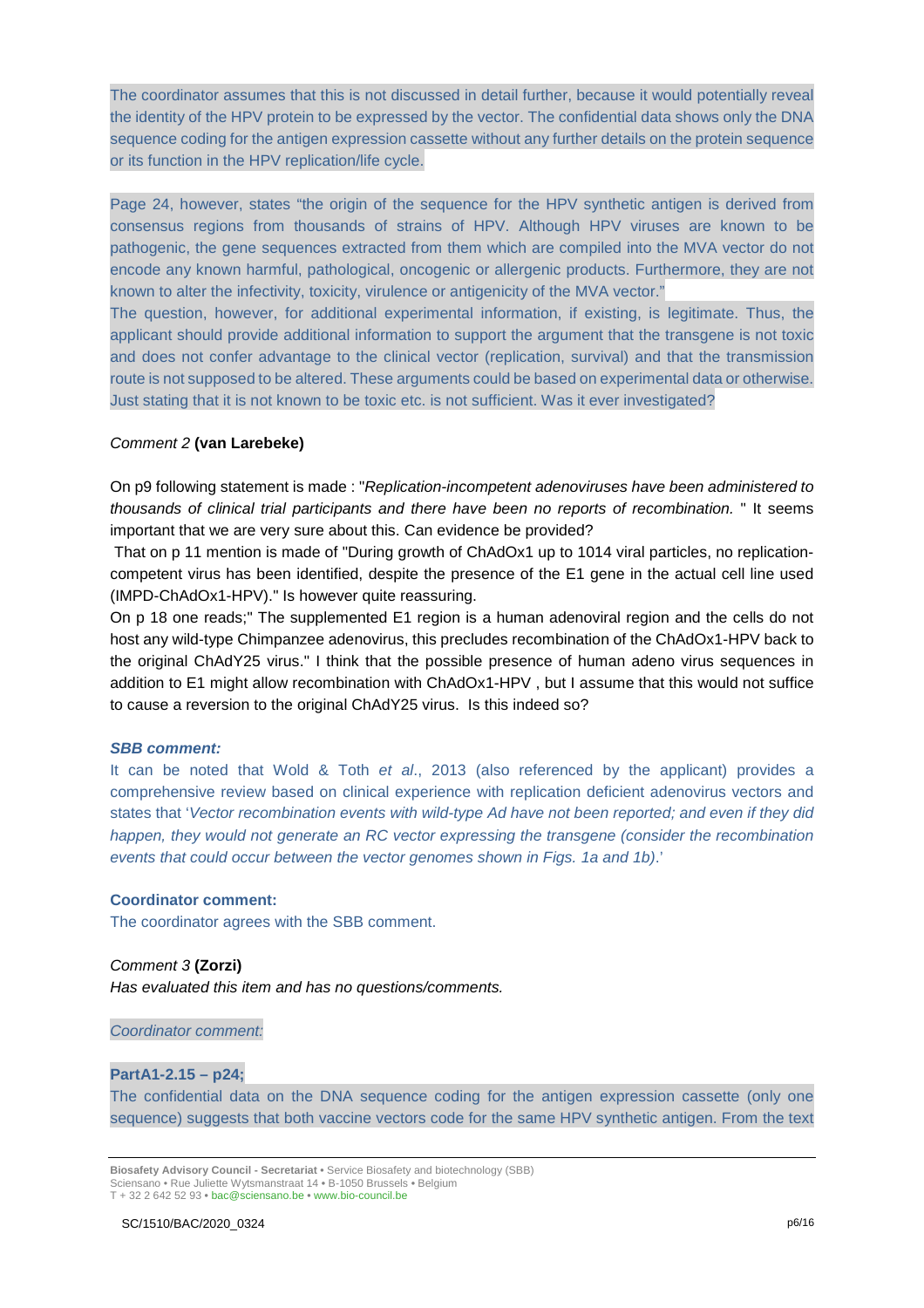The coordinator assumes that this is not discussed in detail further, because it would potentially reveal the identity of the HPV protein to be expressed by the vector. The confidential data shows only the DNA sequence coding for the antigen expression cassette without any further details on the protein sequence or its function in the HPV replication/life cycle.

Page 24, however, states "the origin of the sequence for the HPV synthetic antigen is derived from consensus regions from thousands of strains of HPV. Although HPV viruses are known to be pathogenic, the gene sequences extracted from them which are compiled into the MVA vector do not encode any known harmful, pathological, oncogenic or allergenic products. Furthermore, they are not known to alter the infectivity, toxicity, virulence or antigenicity of the MVA vector."
The question, however, for additional experimental information, if existing, is legitimate. Thus, the applicant should provide additional information to support the argument that the transgene is not toxic and does not confer advantage to the clinical vector (replication, survival) and that the transmission route is not supposed to be altered. These arguments could be based on experimental data or otherwise. Just stating that it is not known to be toxic etc. is not sufficient. Was it ever investigated?

*Comment 2* **(van Larebeke)**

On p9 following statement is made : "*Replication-incompetent adenoviruses have been administered to thousands of clinical trial participants and there have been no reports of recombination.* " It seems important that we are very sure about this. Can evidence be provided?

That on p 11 mention is made of "During growth of ChAdOx1 up to 1014 viral particles, no replication-competent virus has been identified, despite the presence of the E1 gene in the actual cell line used (IMPD-ChAdOx1-HPV)." Is however quite reassuring.

On p 18 one reads;" The supplemented E1 region is a human adenoviral region and the cells do not host any wild-type Chimpanzee adenovirus, this precludes recombination of the ChAdOx1-HPV back to the original ChAdY25 virus." I think that the possible presence of human adeno virus sequences in addition to E1 might allow recombination with ChAdOx1-HPV , but I assume that this would not suffice to cause a reversion to the original ChAdY25 virus. Is this indeed so?

***SBB comment:***

It can be noted that Wold & Toth *et al*., 2013 (also referenced by the applicant) provides a comprehensive review based on clinical experience with replication deficient adenovirus vectors and states that '*Vector recombination events with wild-type Ad have not been reported; and even if they did happen, they would not generate an RC vector expressing the transgene (consider the recombination events that could occur between the vector genomes shown in Figs. 1a and 1b)*.'

**Coordinator comment:**

The coordinator agrees with the SBB comment.

*Comment 3* **(Zorzi)**

*Has evaluated this item and has no questions/comments.*

*Coordinator comment:*

**PartA1-2.15 – p24;**

The confidential data on the DNA sequence coding for the antigen expression cassette (only one sequence) suggests that both vaccine vectors code for the same HPV synthetic antigen. From the text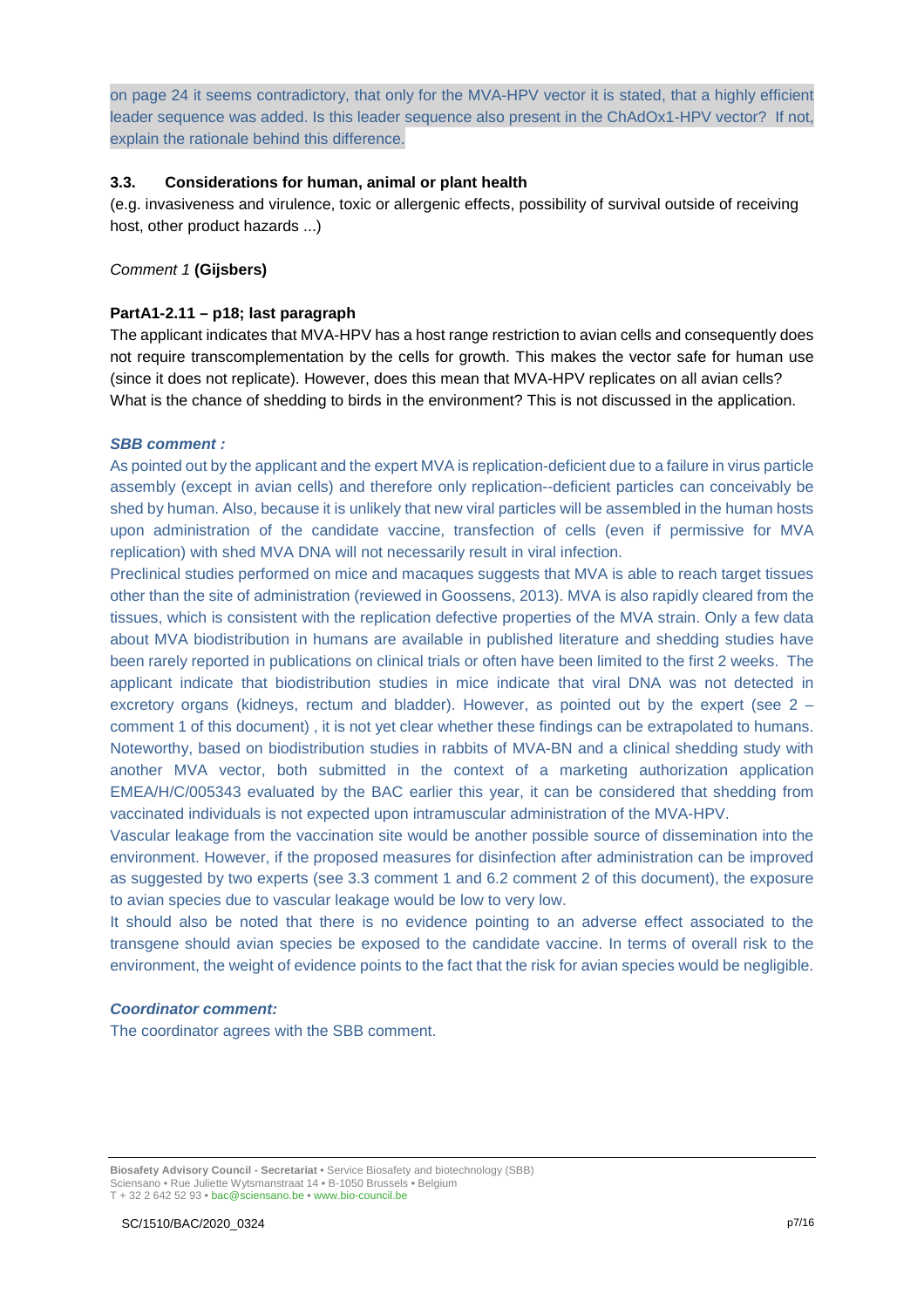on page 24 it seems contradictory, that only for the MVA-HPV vector it is stated, that a highly efficient leader sequence was added. Is this leader sequence also present in the ChAdOx1-HPV vector? If not, explain the rationale behind this difference.

### 3.3. Considerations for human, animal or plant health

(e.g. invasiveness and virulence, toxic or allergenic effects, possibility of survival outside of receiving host, other product hazards ...)

*Comment 1* **(Gijsbers)**

**PartA1-2.11 – p18; last paragraph**

The applicant indicates that MVA-HPV has a host range restriction to avian cells and consequently does not require transcomplementation by the cells for growth. This makes the vector safe for human use (since it does not replicate). However, does this mean that MVA-HPV replicates on all avian cells? What is the chance of shedding to birds in the environment? This is not discussed in the application.

***SBB comment :***

As pointed out by the applicant and the expert MVA is replication-deficient due to a failure in virus particle assembly (except in avian cells) and therefore only replication--deficient particles can conceivably be shed by human. Also, because it is unlikely that new viral particles will be assembled in the human hosts upon administration of the candidate vaccine, transfection of cells (even if permissive for MVA replication) with shed MVA DNA will not necessarily result in viral infection.

Preclinical studies performed on mice and macaques suggests that MVA is able to reach target tissues other than the site of administration (reviewed in Goossens, 2013). MVA is also rapidly cleared from the tissues, which is consistent with the replication defective properties of the MVA strain. Only a few data about MVA biodistribution in humans are available in published literature and shedding studies have been rarely reported in publications on clinical trials or often have been limited to the first 2 weeks. The applicant indicate that biodistribution studies in mice indicate that viral DNA was not detected in excretory organs (kidneys, rectum and bladder). However, as pointed out by the expert (see 2 – comment 1 of this document) , it is not yet clear whether these findings can be extrapolated to humans. Noteworthy, based on biodistribution studies in rabbits of MVA-BN and a clinical shedding study with another MVA vector, both submitted in the context of a marketing authorization application EMEA/H/C/005343 evaluated by the BAC earlier this year, it can be considered that shedding from vaccinated individuals is not expected upon intramuscular administration of the MVA-HPV.

Vascular leakage from the vaccination site would be another possible source of dissemination into the environment. However, if the proposed measures for disinfection after administration can be improved as suggested by two experts (see 3.3 comment 1 and 6.2 comment 2 of this document), the exposure to avian species due to vascular leakage would be low to very low.

It should also be noted that there is no evidence pointing to an adverse effect associated to the transgene should avian species be exposed to the candidate vaccine. In terms of overall risk to the environment, the weight of evidence points to the fact that the risk for avian species would be negligible.

***Coordinator comment:***

The coordinator agrees with the SBB comment.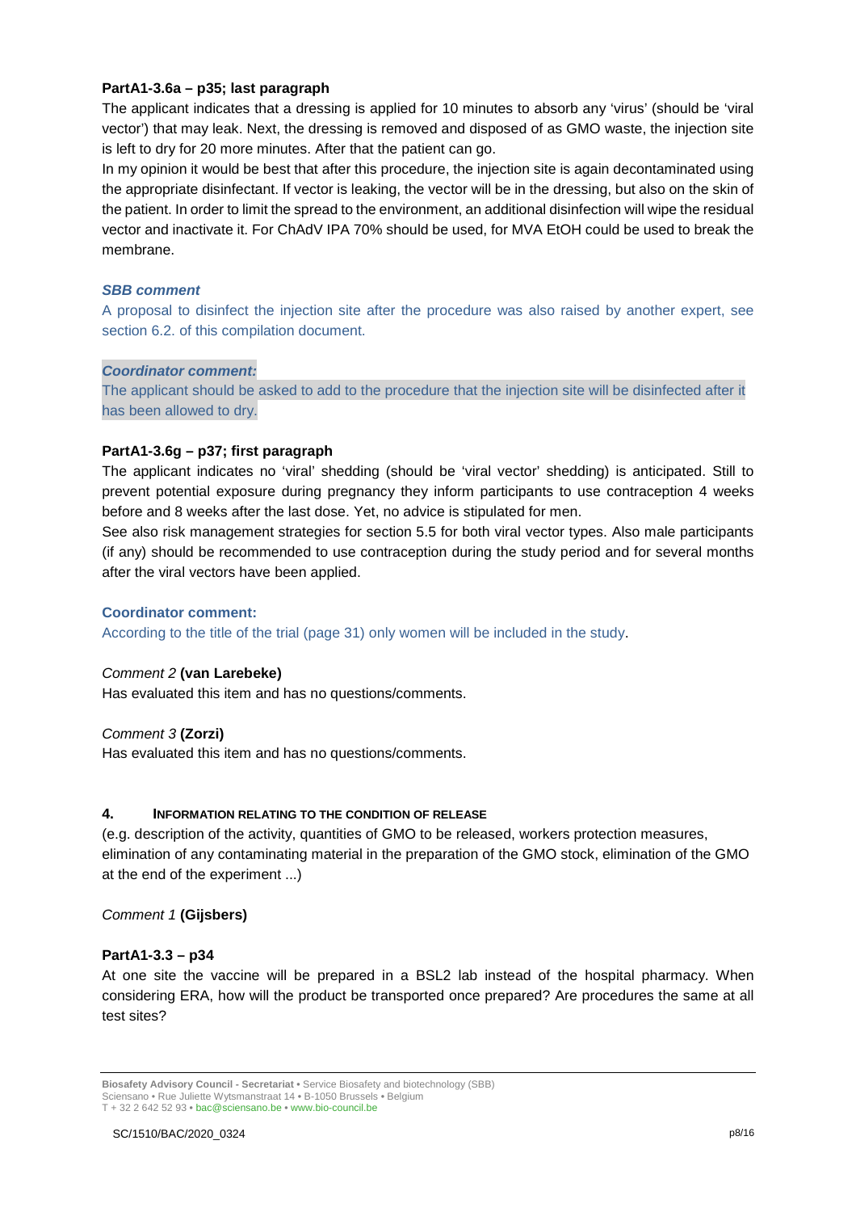**PartA1-3.6a – p35; last paragraph**

The applicant indicates that a dressing is applied for 10 minutes to absorb any 'virus' (should be 'viral vector') that may leak. Next, the dressing is removed and disposed of as GMO waste, the injection site is left to dry for 20 more minutes. After that the patient can go.

In my opinion it would be best that after this procedure, the injection site is again decontaminated using the appropriate disinfectant. If vector is leaking, the vector will be in the dressing, but also on the skin of the patient. In order to limit the spread to the environment, an additional disinfection will wipe the residual vector and inactivate it. For ChAdV IPA 70% should be used, for MVA EtOH could be used to break the membrane.

***SBB comment***

A proposal to disinfect the injection site after the procedure was also raised by another expert, see section 6.2. of this compilation document.

***Coordinator comment:***

The applicant should be asked to add to the procedure that the injection site will be disinfected after it has been allowed to dry.

**PartA1-3.6g – p37; first paragraph**

The applicant indicates no 'viral' shedding (should be 'viral vector' shedding) is anticipated. Still to prevent potential exposure during pregnancy they inform participants to use contraception 4 weeks before and 8 weeks after the last dose. Yet, no advice is stipulated for men.

See also risk management strategies for section 5.5 for both viral vector types. Also male participants (if any) should be recommended to use contraception during the study period and for several months after the viral vectors have been applied.

**Coordinator comment:**

According to the title of the trial (page 31) only women will be included in the study.

*Comment 2* **(van Larebeke)**

Has evaluated this item and has no questions/comments.

*Comment 3* **(Zorzi)**

Has evaluated this item and has no questions/comments.

## 4. INFORMATION RELATING TO THE CONDITION OF RELEASE

(e.g. description of the activity, quantities of GMO to be released, workers protection measures, elimination of any contaminating material in the preparation of the GMO stock, elimination of the GMO at the end of the experiment ...)

*Comment 1* **(Gijsbers)**

**PartA1-3.3 – p34**

At one site the vaccine will be prepared in a BSL2 lab instead of the hospital pharmacy. When considering ERA, how will the product be transported once prepared? Are procedures the same at all test sites?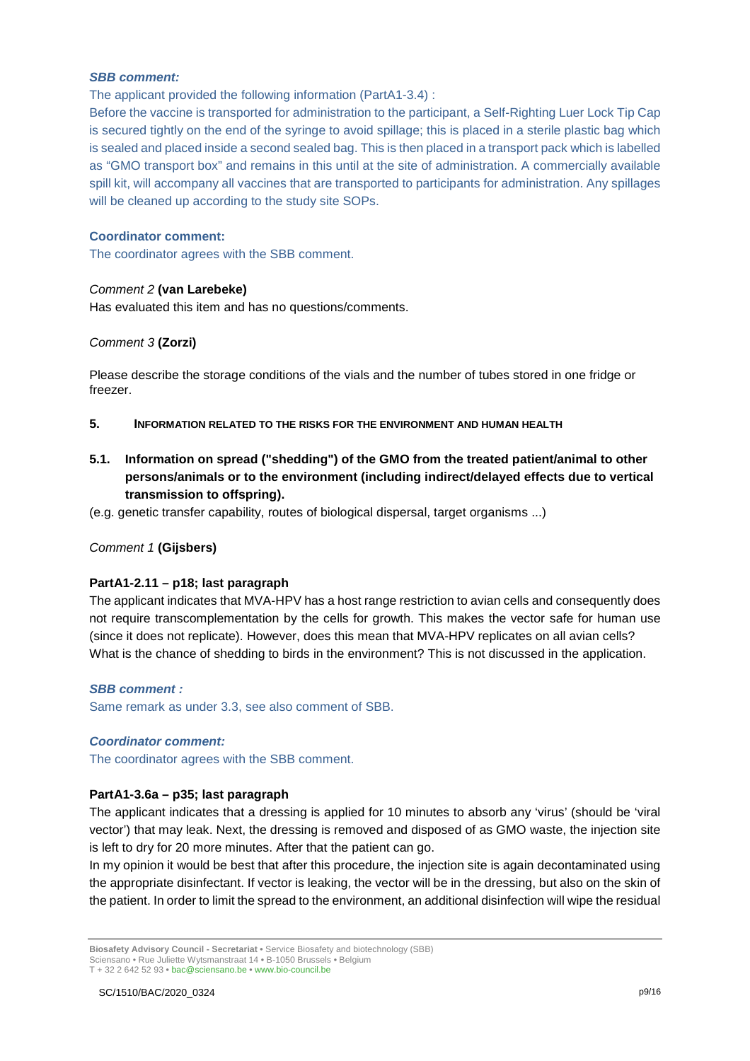***SBB comment:***

The applicant provided the following information (PartA1-3.4) :

Before the vaccine is transported for administration to the participant, a Self-Righting Luer Lock Tip Cap is secured tightly on the end of the syringe to avoid spillage; this is placed in a sterile plastic bag which is sealed and placed inside a second sealed bag. This is then placed in a transport pack which is labelled as "GMO transport box" and remains in this until at the site of administration. A commercially available spill kit, will accompany all vaccines that are transported to participants for administration. Any spillages will be cleaned up according to the study site SOPs.

**Coordinator comment:**

The coordinator agrees with the SBB comment.

*Comment 2* **(van Larebeke)**

Has evaluated this item and has no questions/comments.

*Comment 3* **(Zorzi)**

Please describe the storage conditions of the vials and the number of tubes stored in one fridge or freezer.

## 5. INFORMATION RELATED TO THE RISKS FOR THE ENVIRONMENT AND HUMAN HEALTH

### 5.1. Information on spread ("shedding") of the GMO from the treated patient/animal to other persons/animals or to the environment (including indirect/delayed effects due to vertical transmission to offspring).

(e.g. genetic transfer capability, routes of biological dispersal, target organisms ...)

*Comment 1* **(Gijsbers)**

**PartA1-2.11 – p18; last paragraph**

The applicant indicates that MVA-HPV has a host range restriction to avian cells and consequently does not require transcomplementation by the cells for growth. This makes the vector safe for human use (since it does not replicate). However, does this mean that MVA-HPV replicates on all avian cells? What is the chance of shedding to birds in the environment? This is not discussed in the application.

***SBB comment :***

Same remark as under 3.3, see also comment of SBB.

***Coordinator comment:***

The coordinator agrees with the SBB comment.

**PartA1-3.6a – p35; last paragraph**

The applicant indicates that a dressing is applied for 10 minutes to absorb any 'virus' (should be 'viral vector') that may leak. Next, the dressing is removed and disposed of as GMO waste, the injection site is left to dry for 20 more minutes. After that the patient can go.

In my opinion it would be best that after this procedure, the injection site is again decontaminated using the appropriate disinfectant. If vector is leaking, the vector will be in the dressing, but also on the skin of the patient. In order to limit the spread to the environment, an additional disinfection will wipe the residual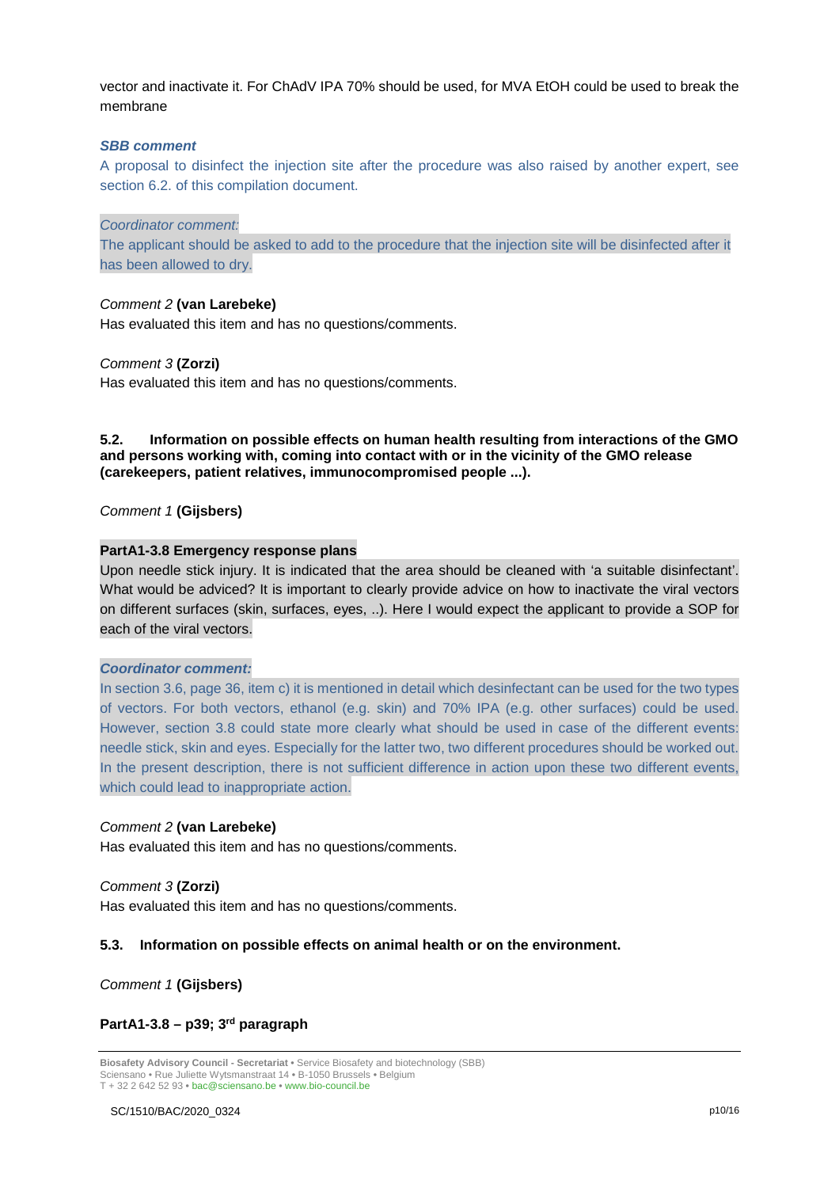vector and inactivate it. For ChAdV IPA 70% should be used, for MVA EtOH could be used to break the membrane

***SBB comment***

A proposal to disinfect the injection site after the procedure was also raised by another expert, see section 6.2. of this compilation document.

*Coordinator comment:*

The applicant should be asked to add to the procedure that the injection site will be disinfected after it has been allowed to dry.

*Comment 2* **(van Larebeke)**

Has evaluated this item and has no questions/comments.

*Comment 3* **(Zorzi)**

Has evaluated this item and has no questions/comments.

### 5.2. Information on possible effects on human health resulting from interactions of the GMO and persons working with, coming into contact with or in the vicinity of the GMO release (carekeepers, patient relatives, immunocompromised people ...).

*Comment 1* **(Gijsbers)**

**PartA1-3.8 Emergency response plans**

Upon needle stick injury. It is indicated that the area should be cleaned with 'a suitable disinfectant'. What would be adviced? It is important to clearly provide advice on how to inactivate the viral vectors on different surfaces (skin, surfaces, eyes, ..). Here I would expect the applicant to provide a SOP for each of the viral vectors.

***Coordinator comment:***

In section 3.6, page 36, item c) it is mentioned in detail which desinfectant can be used for the two types of vectors. For both vectors, ethanol (e.g. skin) and 70% IPA (e.g. other surfaces) could be used. However, section 3.8 could state more clearly what should be used in case of the different events: needle stick, skin and eyes. Especially for the latter two, two different procedures should be worked out. In the present description, there is not sufficient difference in action upon these two different events, which could lead to inappropriate action.

*Comment 2* **(van Larebeke)**

Has evaluated this item and has no questions/comments.

*Comment 3* **(Zorzi)**

Has evaluated this item and has no questions/comments.

### 5.3. Information on possible effects on animal health or on the environment.

*Comment 1* **(Gijsbers)**

**PartA1-3.8 – p39; 3rd paragraph**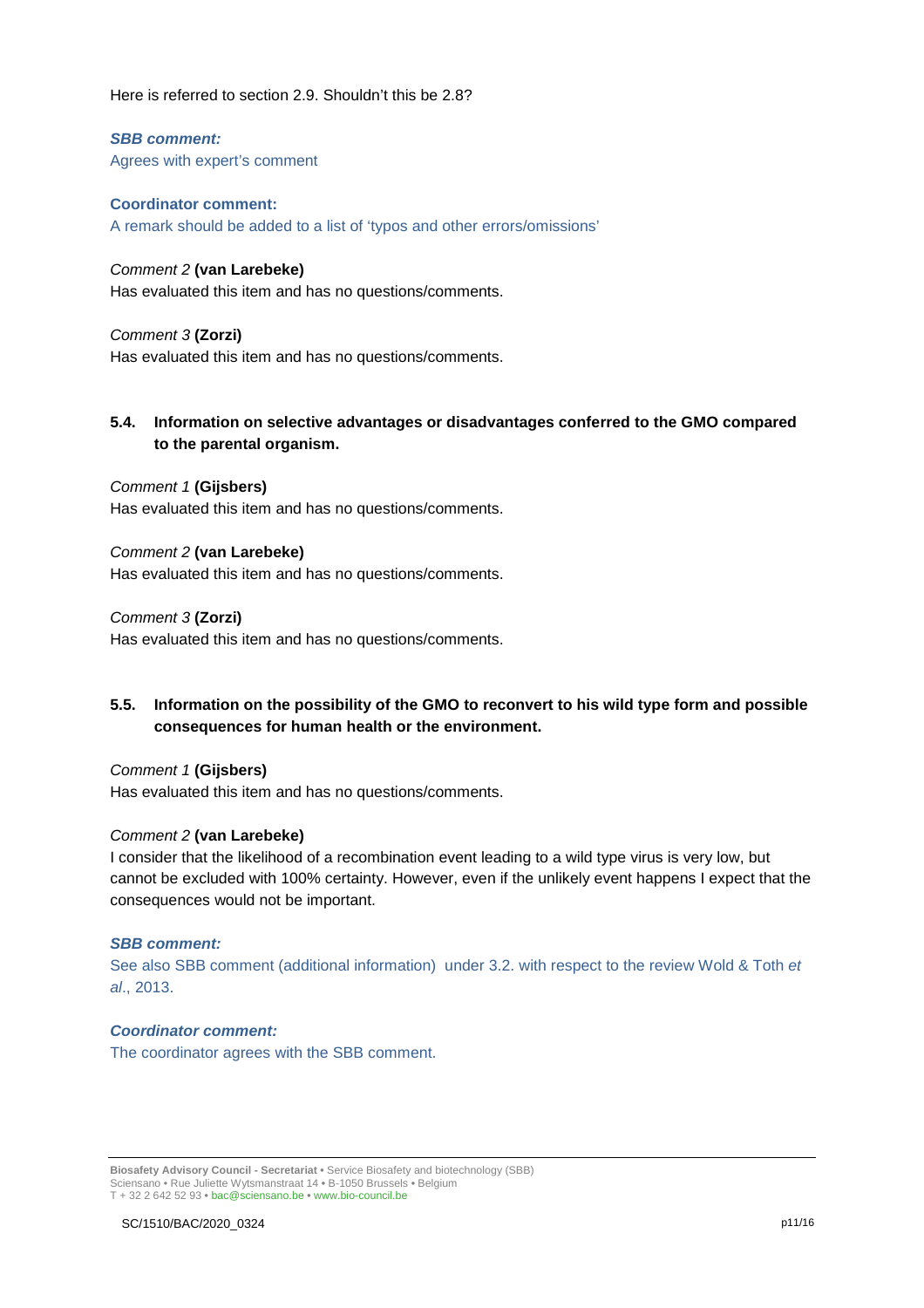Here is referred to section 2.9. Shouldn't this be 2.8?

***SBB comment:***
Agrees with expert's comment

**Coordinator comment:**
A remark should be added to a list of 'typos and other errors/omissions'

*Comment 2* **(van Larebeke)**
Has evaluated this item and has no questions/comments.

*Comment 3* **(Zorzi)**
Has evaluated this item and has no questions/comments.

### 5.4. Information on selective advantages or disadvantages conferred to the GMO compared to the parental organism.

*Comment 1* **(Gijsbers)**
Has evaluated this item and has no questions/comments.

*Comment 2* **(van Larebeke)**
Has evaluated this item and has no questions/comments.

*Comment 3* **(Zorzi)**
Has evaluated this item and has no questions/comments.

### 5.5. Information on the possibility of the GMO to reconvert to his wild type form and possible consequences for human health or the environment.

*Comment 1* **(Gijsbers)**
Has evaluated this item and has no questions/comments.

*Comment 2* **(van Larebeke)**
I consider that the likelihood of a recombination event leading to a wild type virus is very low, but cannot be excluded with 100% certainty. However, even if the unlikely event happens I expect that the consequences would not be important.

***SBB comment:***
See also SBB comment (additional information) under 3.2. with respect to the review Wold & Toth *et al*., 2013.

***Coordinator comment:***
The coordinator agrees with the SBB comment.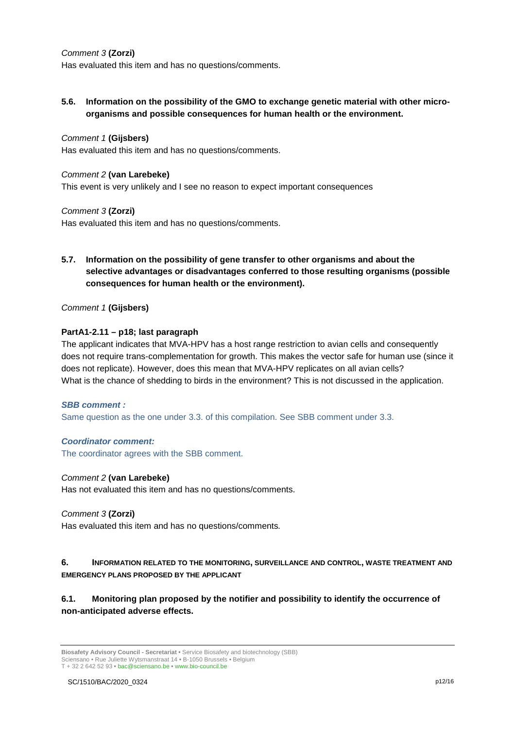*Comment 3* **(Zorzi)**
Has evaluated this item and has no questions/comments.

### 5.6. Information on the possibility of the GMO to exchange genetic material with other micro-organisms and possible consequences for human health or the environment.

*Comment 1* **(Gijsbers)**
Has evaluated this item and has no questions/comments.

*Comment 2* **(van Larebeke)**
This event is very unlikely and I see no reason to expect important consequences

*Comment 3* **(Zorzi)**
Has evaluated this item and has no questions/comments.

### 5.7. Information on the possibility of gene transfer to other organisms and about the selective advantages or disadvantages conferred to those resulting organisms (possible consequences for human health or the environment).

*Comment 1* **(Gijsbers)**

**PartA1-2.11 – p18; last paragraph**

The applicant indicates that MVA-HPV has a host range restriction to avian cells and consequently does not require trans-complementation for growth. This makes the vector safe for human use (since it does not replicate). However, does this mean that MVA-HPV replicates on all avian cells? What is the chance of shedding to birds in the environment? This is not discussed in the application.

***SBB comment :***
Same question as the one under 3.3. of this compilation. See SBB comment under 3.3.

***Coordinator comment:***
The coordinator agrees with the SBB comment.

*Comment 2* **(van Larebeke)**
Has not evaluated this item and has no questions/comments.

*Comment 3* **(Zorzi)**
Has evaluated this item and has no questions/comments.

## 6. INFORMATION RELATED TO THE MONITORING, SURVEILLANCE AND CONTROL, WASTE TREATMENT AND EMERGENCY PLANS PROPOSED BY THE APPLICANT

### 6.1. Monitoring plan proposed by the notifier and possibility to identify the occurrence of non-anticipated adverse effects.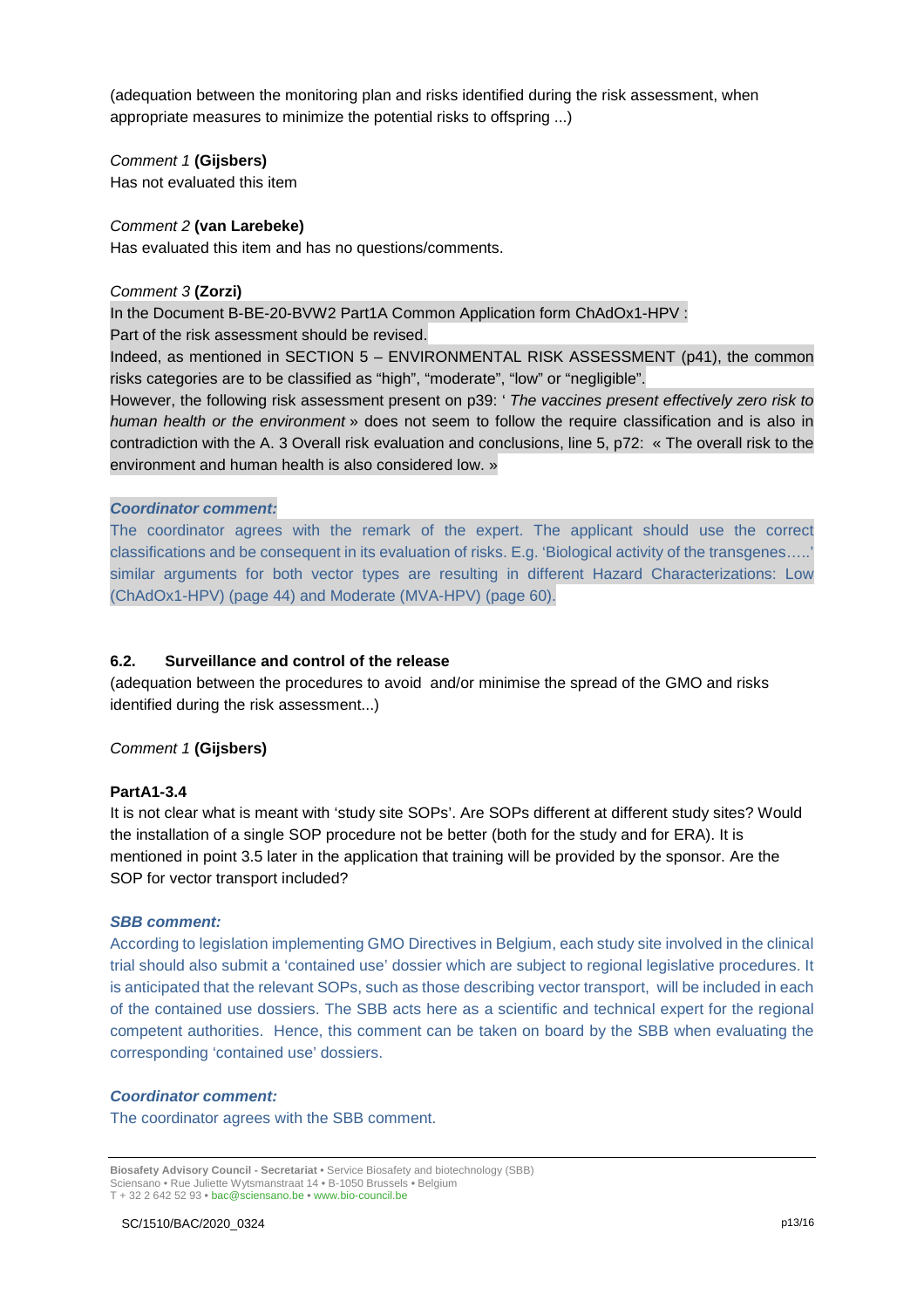(adequation between the monitoring plan and risks identified during the risk assessment, when appropriate measures to minimize the potential risks to offspring ...)

*Comment 1* **(Gijsbers)**
Has not evaluated this item

*Comment 2* **(van Larebeke)**
Has evaluated this item and has no questions/comments.

*Comment 3* **(Zorzi)**
In the Document B-BE-20-BVW2 Part1A Common Application form ChAdOx1-HPV :
Part of the risk assessment should be revised.
Indeed, as mentioned in SECTION 5 – ENVIRONMENTAL RISK ASSESSMENT (p41), the common risks categories are to be classified as "high", "moderate", "low" or "negligible".
However, the following risk assessment present on p39: ' *The vaccines present effectively zero risk to human health or the environment* » does not seem to follow the require classification and is also in contradiction with the A. 3 Overall risk evaluation and conclusions, line 5, p72: « The overall risk to the environment and human health is also considered low. »

***Coordinator comment:***
The coordinator agrees with the remark of the expert. The applicant should use the correct classifications and be consequent in its evaluation of risks. E.g. 'Biological activity of the transgenes…..' similar arguments for both vector types are resulting in different Hazard Characterizations: Low (ChAdOx1-HPV) (page 44) and Moderate (MVA-HPV) (page 60).

### 6.2. Surveillance and control of the release

(adequation between the procedures to avoid and/or minimise the spread of the GMO and risks identified during the risk assessment...)

*Comment 1* **(Gijsbers)**

**PartA1-3.4**

It is not clear what is meant with 'study site SOPs'. Are SOPs different at different study sites? Would the installation of a single SOP procedure not be better (both for the study and for ERA). It is mentioned in point 3.5 later in the application that training will be provided by the sponsor. Are the SOP for vector transport included?

***SBB comment:***
According to legislation implementing GMO Directives in Belgium, each study site involved in the clinical trial should also submit a 'contained use' dossier which are subject to regional legislative procedures. It is anticipated that the relevant SOPs, such as those describing vector transport, will be included in each of the contained use dossiers. The SBB acts here as a scientific and technical expert for the regional competent authorities. Hence, this comment can be taken on board by the SBB when evaluating the corresponding 'contained use' dossiers.

***Coordinator comment:***
The coordinator agrees with the SBB comment.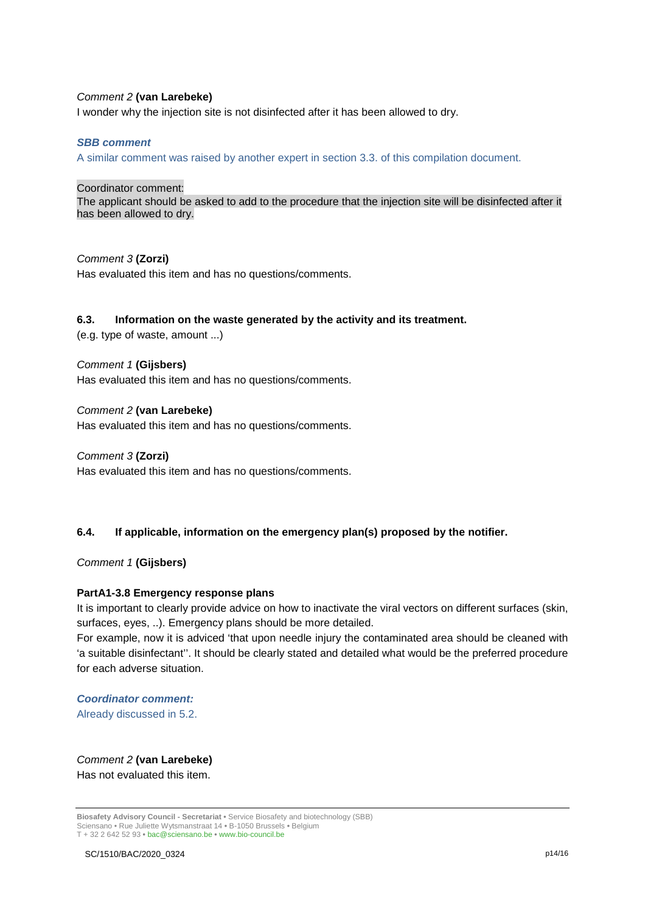*Comment 2* **(van Larebeke)**
I wonder why the injection site is not disinfected after it has been allowed to dry.

***SBB comment***
A similar comment was raised by another expert in section 3.3. of this compilation document.

Coordinator comment:
The applicant should be asked to add to the procedure that the injection site will be disinfected after it has been allowed to dry.

*Comment 3* **(Zorzi)**
Has evaluated this item and has no questions/comments.

### 6.3. Information on the waste generated by the activity and its treatment.

(e.g. type of waste, amount ...)

*Comment 1* **(Gijsbers)**
Has evaluated this item and has no questions/comments.

*Comment 2* **(van Larebeke)**
Has evaluated this item and has no questions/comments.

*Comment 3* **(Zorzi)**
Has evaluated this item and has no questions/comments.

### 6.4. If applicable, information on the emergency plan(s) proposed by the notifier.

*Comment 1* **(Gijsbers)**

**PartA1-3.8 Emergency response plans**
It is important to clearly provide advice on how to inactivate the viral vectors on different surfaces (skin, surfaces, eyes, ..). Emergency plans should be more detailed.
For example, now it is adviced 'that upon needle injury the contaminated area should be cleaned with 'a suitable disinfectant''. It should be clearly stated and detailed what would be the preferred procedure for each adverse situation.

***Coordinator comment:***
Already discussed in 5.2.

*Comment 2* **(van Larebeke)**
Has not evaluated this item.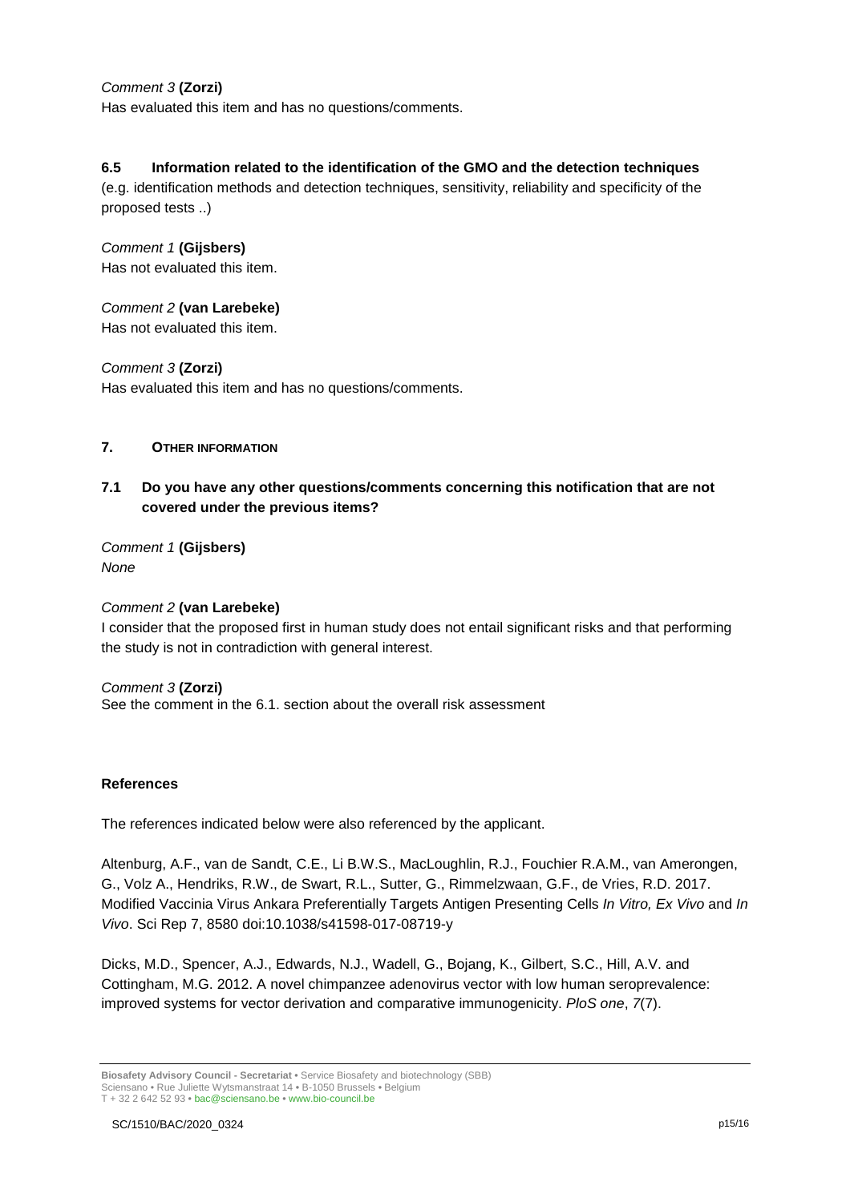*Comment 3* **(Zorzi)**
Has evaluated this item and has no questions/comments.

### 6.5 Information related to the identification of the GMO and the detection techniques

(e.g. identification methods and detection techniques, sensitivity, reliability and specificity of the proposed tests ..)

*Comment 1* **(Gijsbers)**
Has not evaluated this item.

*Comment 2* **(van Larebeke)**
Has not evaluated this item.

*Comment 3* **(Zorzi)**
Has evaluated this item and has no questions/comments.

## 7. Other information

### 7.1 Do you have any other questions/comments concerning this notification that are not covered under the previous items?

*Comment 1* **(Gijsbers)**
*None*

*Comment 2* **(van Larebeke)**
I consider that the proposed first in human study does not entail significant risks and that performing the study is not in contradiction with general interest.

*Comment 3* **(Zorzi)**
See the comment in the 6.1. section about the overall risk assessment

## References

The references indicated below were also referenced by the applicant.

Altenburg, A.F., van de Sandt, C.E., Li B.W.S., MacLoughlin, R.J., Fouchier R.A.M., van Amerongen, G., Volz A., Hendriks, R.W., de Swart, R.L., Sutter, G., Rimmelzwaan, G.F., de Vries, R.D. 2017. Modified Vaccinia Virus Ankara Preferentially Targets Antigen Presenting Cells *In Vitro, Ex Vivo* and *In Vivo*. Sci Rep 7, 8580 doi:10.1038/s41598-017-08719-y

Dicks, M.D., Spencer, A.J., Edwards, N.J., Wadell, G., Bojang, K., Gilbert, S.C., Hill, A.V. and Cottingham, M.G. 2012. A novel chimpanzee adenovirus vector with low human seroprevalence: improved systems for vector derivation and comparative immunogenicity. *PloS one*, *7*(7).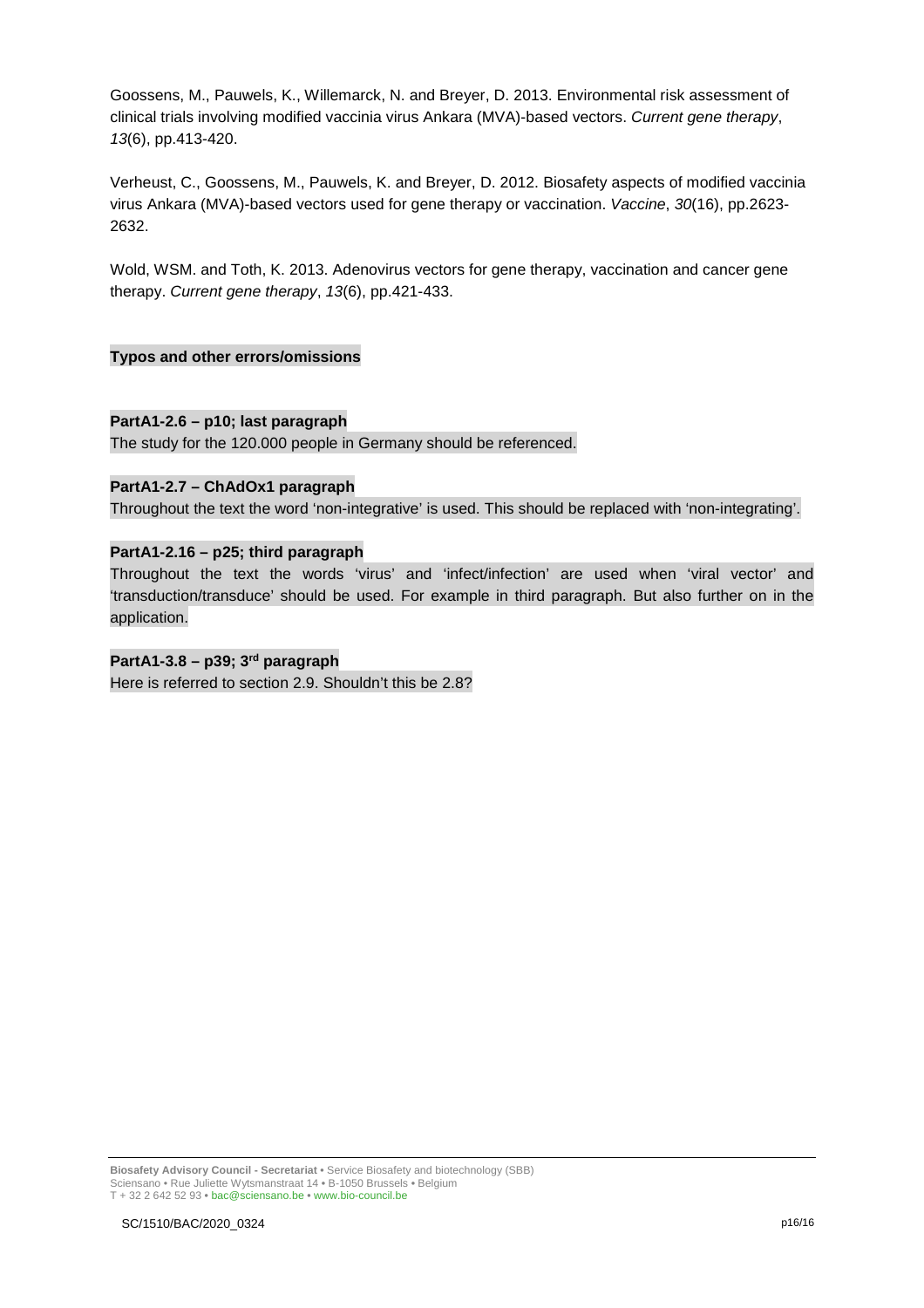Goossens, M., Pauwels, K., Willemarck, N. and Breyer, D. 2013. Environmental risk assessment of clinical trials involving modified vaccinia virus Ankara (MVA)-based vectors. *Current gene therapy*, *13*(6), pp.413-420.

Verheust, C., Goossens, M., Pauwels, K. and Breyer, D. 2012. Biosafety aspects of modified vaccinia virus Ankara (MVA)-based vectors used for gene therapy or vaccination. *Vaccine*, *30*(16), pp.2623-2632.

Wold, WSM. and Toth, K. 2013. Adenovirus vectors for gene therapy, vaccination and cancer gene therapy. *Current gene therapy*, *13*(6), pp.421-433.

**Typos and other errors/omissions**

**PartA1-2.6 – p10; last paragraph**

The study for the 120.000 people in Germany should be referenced.

**PartA1-2.7 – ChAdOx1 paragraph**

Throughout the text the word 'non-integrative' is used. This should be replaced with 'non-integrating'.

**PartA1-2.16 – p25; third paragraph**

Throughout the text the words 'virus' and 'infect/infection' are used when 'viral vector' and 'transduction/transduce' should be used. For example in third paragraph. But also further on in the application.

**PartA1-3.8 – p39; 3rd paragraph**

Here is referred to section 2.9. Shouldn't this be 2.8?